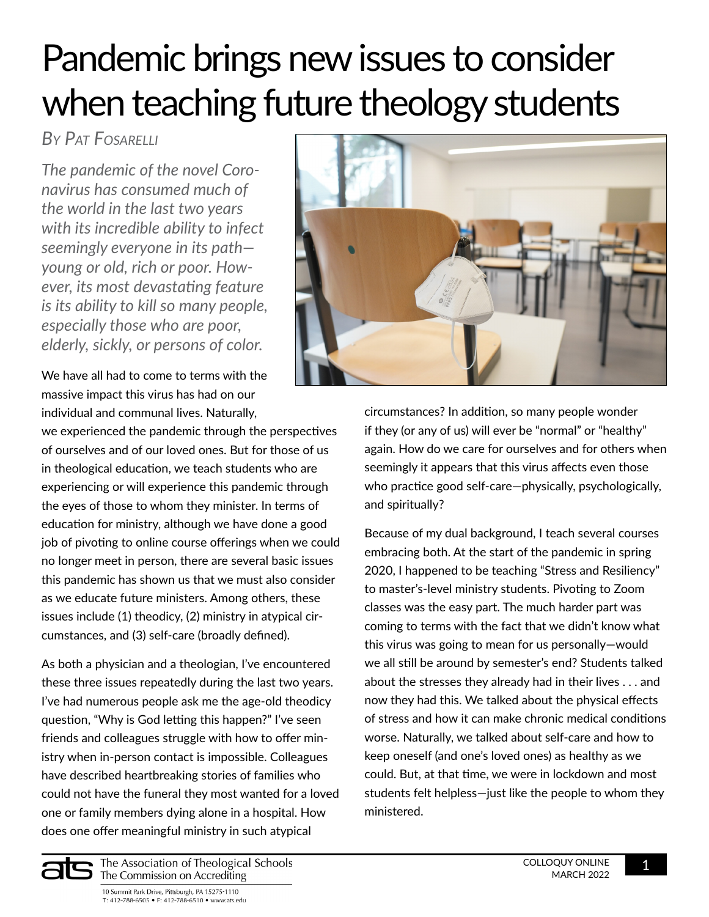# Pandemic brings new issues to consider when teaching future theology students

*By Pat Fosarelli*

*The pandemic of the novel Coronavirus has consumed much of the world in the last two years with its incredible ability to infect seemingly everyone in its path—young or old, rich or poor. However, its most devastating feature is its ability to kill so many people, especially those who are poor, elderly, sickly, or persons of color.*

We have all had to come to terms with the massive impact this virus has had on our individual and communal lives. Naturally, we experienced the pandemic through the perspectives of ourselves and of our loved ones. But for those of us in theological education, we teach students who are experiencing or will experience this pandemic through the eyes of those to whom they minister. In terms of education for ministry, although we have done a good job of pivoting to online course offerings when we could no longer meet in person, there are several basic issues this pandemic has shown us that we must also consider as we educate future ministers. Among others, these issues include (1) theodicy, (2) ministry in atypical circumstances, and (3) self-care (broadly defined).

As both a physician and a theologian, I've encountered these three issues repeatedly during the last two years. I've had numerous people ask me the age-old theodicy question, "Why is God letting this happen?" I've seen friends and colleagues struggle with how to offer ministry when in-person contact is impossible. Colleagues have described heartbreaking stories of families who could not have the funeral they most wanted for a loved one or family members dying alone in a hospital. How does one offer meaningful ministry in such atypical circumstances? In addition, so many people wonder if they (or any of us) will ever be "normal" or "healthy" again. How do we care for ourselves and for others when seemingly it appears that this virus affects even those who practice good self-care—physically, psychologically, and spiritually?

Because of my dual background, I teach several courses embracing both. At the start of the pandemic in spring 2020, I happened to be teaching "Stress and Resiliency" to master's-level ministry students. Pivoting to Zoom classes was the easy part. The much harder part was coming to terms with the fact that we didn't know what this virus was going to mean for us personally—would we all still be around by semester's end? Students talked about the stresses they already had in their lives . . . and now they had this. We talked about the physical effects of stress and how it can make chronic medical conditions worse. Naturally, we talked about self-care and how to keep oneself (and one's loved ones) as healthy as we could. But, at that time, we were in lockdown and most students felt helpless—just like the people to whom they ministered.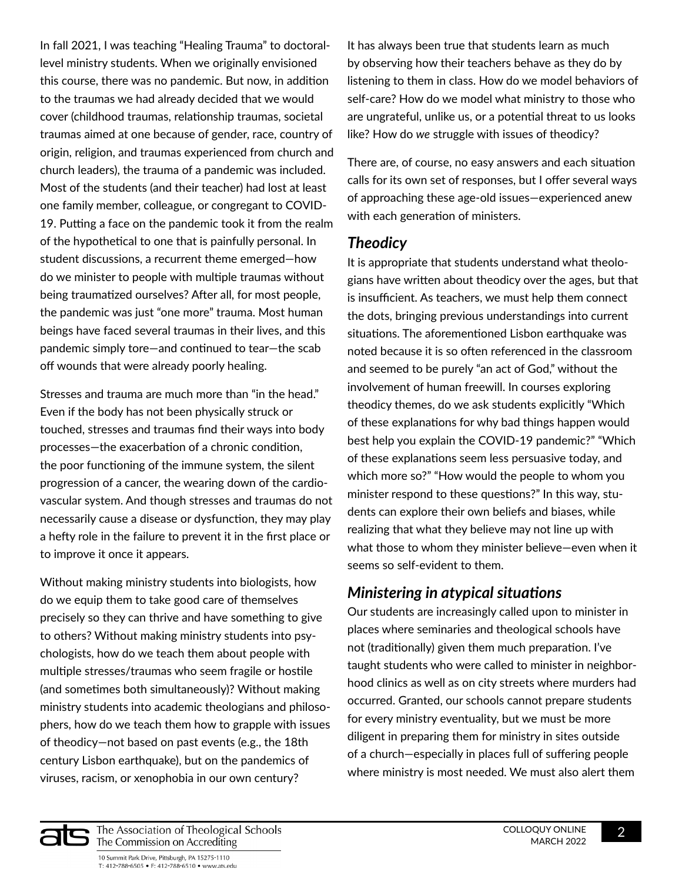In fall 2021, I was teaching "Healing Trauma" to doctoral-level ministry students. When we originally envisioned this course, there was no pandemic. But now, in addition to the traumas we had already decided that we would cover (childhood traumas, relationship traumas, societal traumas aimed at one because of gender, race, country of origin, religion, and traumas experienced from church and church leaders), the trauma of a pandemic was included. Most of the students (and their teacher) had lost at least one family member, colleague, or congregant to COVID-19. Putting a face on the pandemic took it from the realm of the hypothetical to one that is painfully personal. In student discussions, a recurrent theme emerged—how do we minister to people with multiple traumas without being traumatized ourselves? After all, for most people, the pandemic was just "one more" trauma. Most human beings have faced several traumas in their lives, and this pandemic simply tore—and continued to tear—the scab off wounds that were already poorly healing.

Stresses and trauma are much more than "in the head." Even if the body has not been physically struck or touched, stresses and traumas find their ways into body processes—the exacerbation of a chronic condition, the poor functioning of the immune system, the silent progression of a cancer, the wearing down of the cardiovascular system. And though stresses and traumas do not necessarily cause a disease or dysfunction, they may play a hefty role in the failure to prevent it in the first place or to improve it once it appears.

Without making ministry students into biologists, how do we equip them to take good care of themselves precisely so they can thrive and have something to give to others? Without making ministry students into psychologists, how do we teach them about people with multiple stresses/traumas who seem fragile or hostile (and sometimes both simultaneously)? Without making ministry students into academic theologians and philosophers, how do we teach them how to grapple with issues of theodicy—not based on past events (e.g., the 18th century Lisbon earthquake), but on the pandemics of viruses, racism, or xenophobia in our own century?

It has always been true that students learn as much by observing how their teachers behave as they do by listening to them in class. How do we model behaviors of self-care? How do we model what ministry to those who are ungrateful, unlike us, or a potential threat to us looks like? How do *we* struggle with issues of theodicy?

There are, of course, no easy answers and each situation calls for its own set of responses, but I offer several ways of approaching these age-old issues—experienced anew with each generation of ministers.

## *Theodicy*

It is appropriate that students understand what theologians have written about theodicy over the ages, but that is insufficient. As teachers, we must help them connect the dots, bringing previous understandings into current situations. The aforementioned Lisbon earthquake was noted because it is so often referenced in the classroom and seemed to be purely "an act of God," without the involvement of human freewill. In courses exploring theodicy themes, do we ask students explicitly "Which of these explanations for why bad things happen would best help you explain the COVID-19 pandemic?" "Which of these explanations seem less persuasive today, and which more so?" "How would the people to whom you minister respond to these questions?" In this way, students can explore their own beliefs and biases, while realizing that what they believe may not line up with what those to whom they minister believe—even when it seems so self-evident to them.

## *Ministering in atypical situations*

Our students are increasingly called upon to minister in places where seminaries and theological schools have not (traditionally) given them much preparation. I've taught students who were called to minister in neighborhood clinics as well as on city streets where murders had occurred. Granted, our schools cannot prepare students for every ministry eventuality, but we must be more diligent in preparing them for ministry in sites outside of a church—especially in places full of suffering people where ministry is most needed. We must also alert them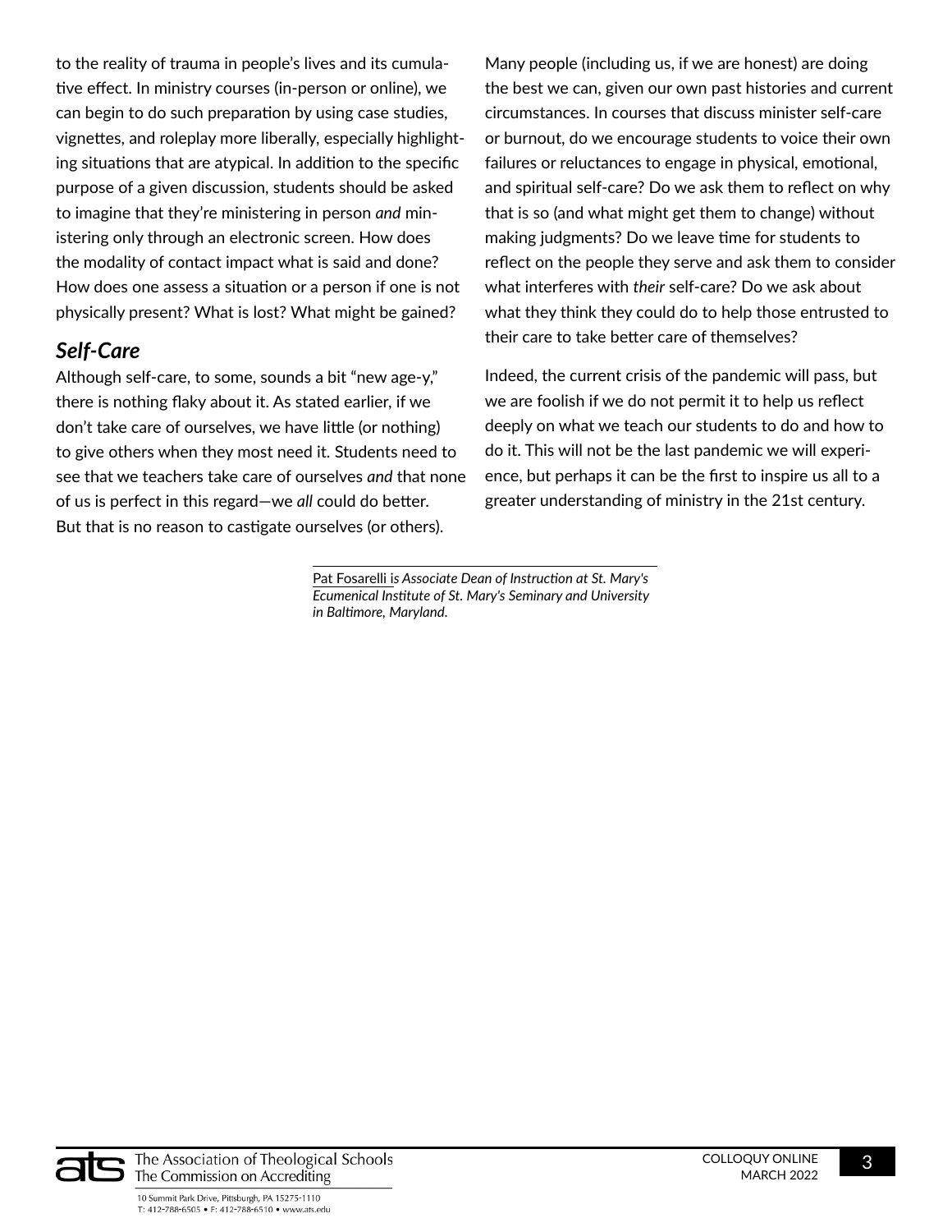to the reality of trauma in people's lives and its cumulative effect. In ministry courses (in-person or online), we can begin to do such preparation by using case studies, vignettes, and roleplay more liberally, especially highlighting situations that are atypical. In addition to the specific purpose of a given discussion, students should be asked to imagine that they're ministering in person *and* ministering only through an electronic screen. How does the modality of contact impact what is said and done? How does one assess a situation or a person if one is not physically present? What is lost? What might be gained?

### *Self-Care*

Although self-care, to some, sounds a bit "new age-y," there is nothing flaky about it. As stated earlier, if we don't take care of ourselves, we have little (or nothing) to give others when they most need it. Students need to see that we teachers take care of ourselves *and* that none of us is perfect in this regard—we *all* could do better. But that is no reason to castigate ourselves (or others). Many people (including us, if we are honest) are doing the best we can, given our own past histories and current circumstances. In courses that discuss minister self-care or burnout, do we encourage students to voice their own failures or reluctances to engage in physical, emotional, and spiritual self-care? Do we ask them to reflect on why that is so (and what might get them to change) without making judgments? Do we leave time for students to reflect on the people they serve and ask them to consider what interferes with *their* self-care? Do we ask about what they think they could do to help those entrusted to their care to take better care of themselves?

Indeed, the current crisis of the pandemic will pass, but we are foolish if we do not permit it to help us reflect deeply on what we teach our students to do and how to do it. This will not be the last pandemic we will experience, but perhaps it can be the first to inspire us all to a greater understanding of ministry in the 21st century.

---

Pat Fosarelli is *Associate Dean of Instruction at St. Mary's Ecumenical Institute of St. Mary's Seminary and University in Baltimore, Maryland.*